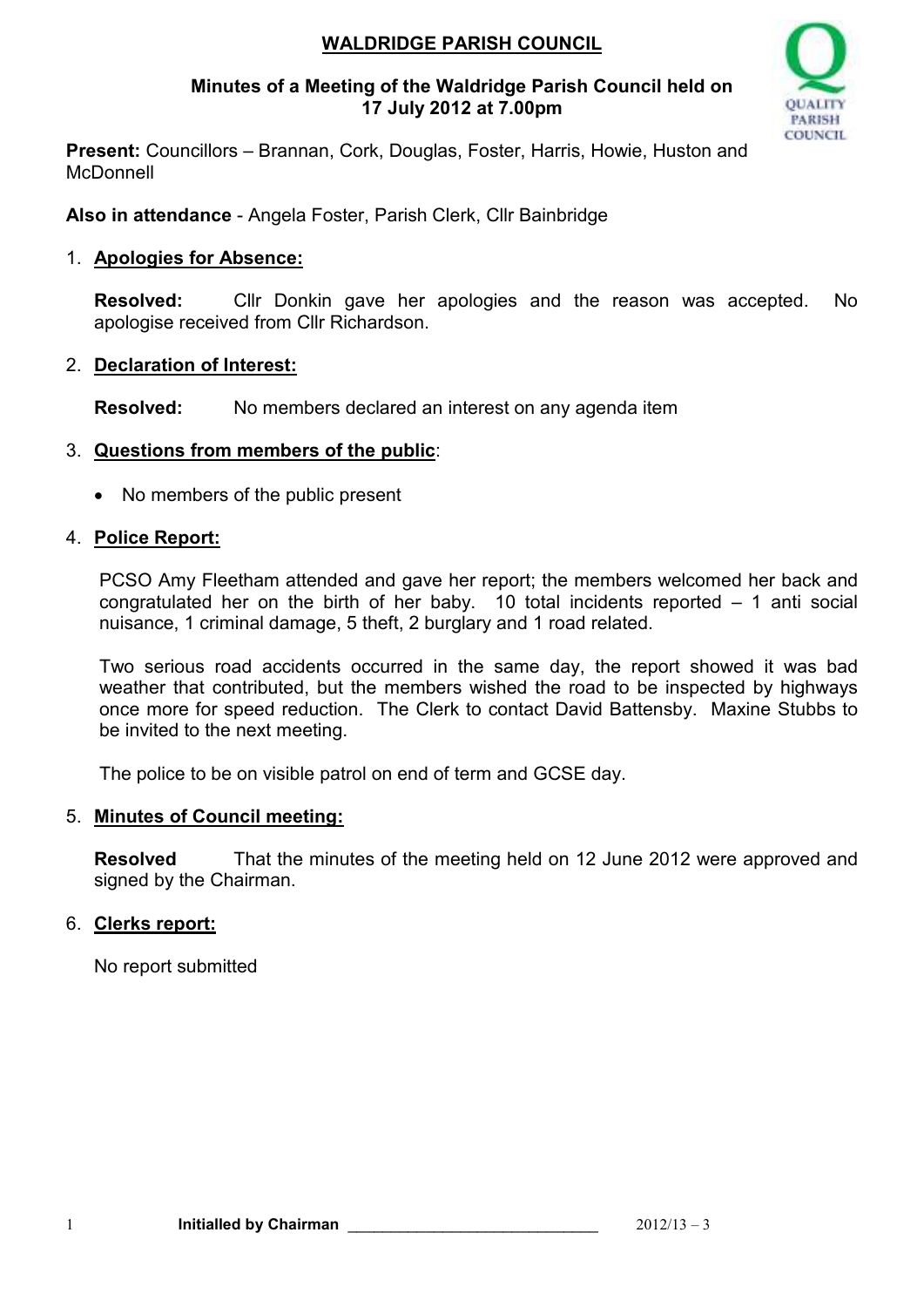# WALDRIDGE PARISH COUNCIL

**Minutes of a Meeting of the Waldridge Parish Council held on 17 July 2012 at 7.00pm**

**Present:** Councillors – Brannan, Cork, Douglas, Foster, Harris, Howie, Huston and McDonnell

**Also in attendance** - Angela Foster, Parish Clerk, Cllr Bainbridge

1. **Apologies for Absence:**

   **Resolved:** Cllr Donkin gave her apologies and the reason was accepted. No apologise received from Cllr Richardson.

2. **Declaration of Interest:**

   **Resolved:** No members declared an interest on any agenda item

3. **Questions from members of the public**:

   - No members of the public present

4. **Police Report:**

   PCSO Amy Fleetham attended and gave her report; the members welcomed her back and congratulated her on the birth of her baby. 10 total incidents reported – 1 anti social nuisance, 1 criminal damage, 5 theft, 2 burglary and 1 road related.

   Two serious road accidents occurred in the same day, the report showed it was bad weather that contributed, but the members wished the road to be inspected by highways once more for speed reduction. The Clerk to contact David Battensby. Maxine Stubbs to be invited to the next meeting.

   The police to be on visible patrol on end of term and GCSE day.

5. **Minutes of Council meeting:**

   **Resolved** That the minutes of the meeting held on 12 June 2012 were approved and signed by the Chairman.

6. **Clerks report:**

   No report submitted

Initialled by Chairman _____________________________ 2012/13 – 3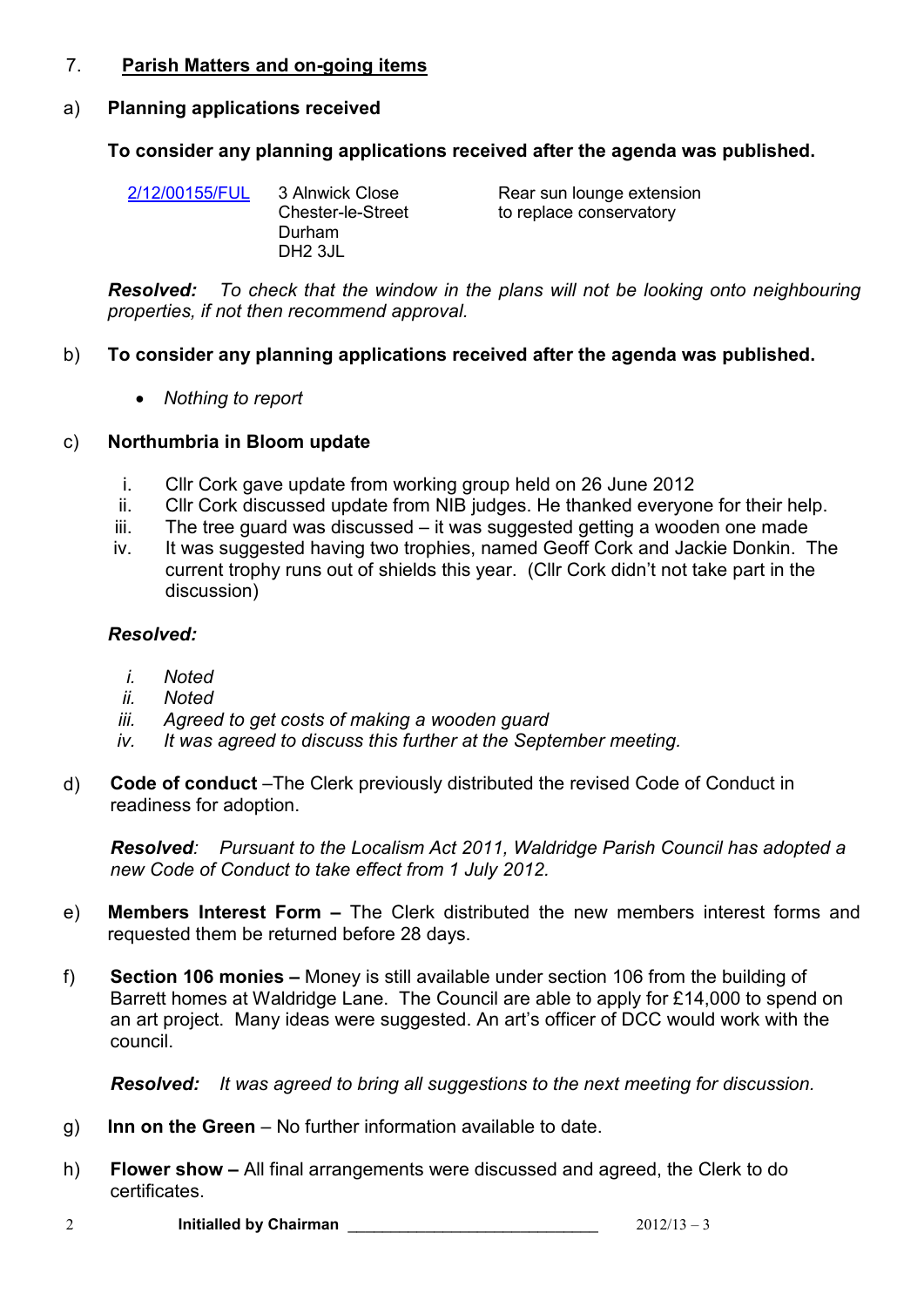## 7. Parish Matters and on-going items

### a) Planning applications received

**To consider any planning applications received after the agenda was published.**

| | | |
|---|---|---|
| 2/12/00155/FUL | 3 Alnwick Close Chester-le-Street Durham DH2 3JL | Rear sun lounge extension to replace conservatory |

***Resolved:*** *To check that the window in the plans will not be looking onto neighbouring properties, if not then recommend approval.*

### b) To consider any planning applications received after the agenda was published.

- *Nothing to report*

### c) Northumbria in Bloom update

i. Cllr Cork gave update from working group held on 26 June 2012
ii. Cllr Cork discussed update from NIB judges. He thanked everyone for their help.
iii. The tree guard was discussed – it was suggested getting a wooden one made
iv. It was suggested having two trophies, named Geoff Cork and Jackie Donkin. The current trophy runs out of shields this year. (Cllr Cork didn't not take part in the discussion)

***Resolved:***

*i. Noted*
*ii. Noted*
*iii. Agreed to get costs of making a wooden guard*
*iv. It was agreed to discuss this further at the September meeting.*

d) **Code of conduct** –The Clerk previously distributed the revised Code of Conduct in readiness for adoption.

***Resolved****: Pursuant to the Localism Act 2011, Waldridge Parish Council has adopted a new Code of Conduct to take effect from 1 July 2012.*

e) **Members Interest Form –** The Clerk distributed the new members interest forms and requested them be returned before 28 days.

f) **Section 106 monies –** Money is still available under section 106 from the building of Barrett homes at Waldridge Lane. The Council are able to apply for £14,000 to spend on an art project. Many ideas were suggested. An art's officer of DCC would work with the council.

***Resolved:*** *It was agreed to bring all suggestions to the next meeting for discussion.*

g) **Inn on the Green** – No further information available to date.

h) **Flower show –** All final arrangements were discussed and agreed, the Clerk to do certificates.

Initialled by Chairman ____________________________ 2012/13 – 3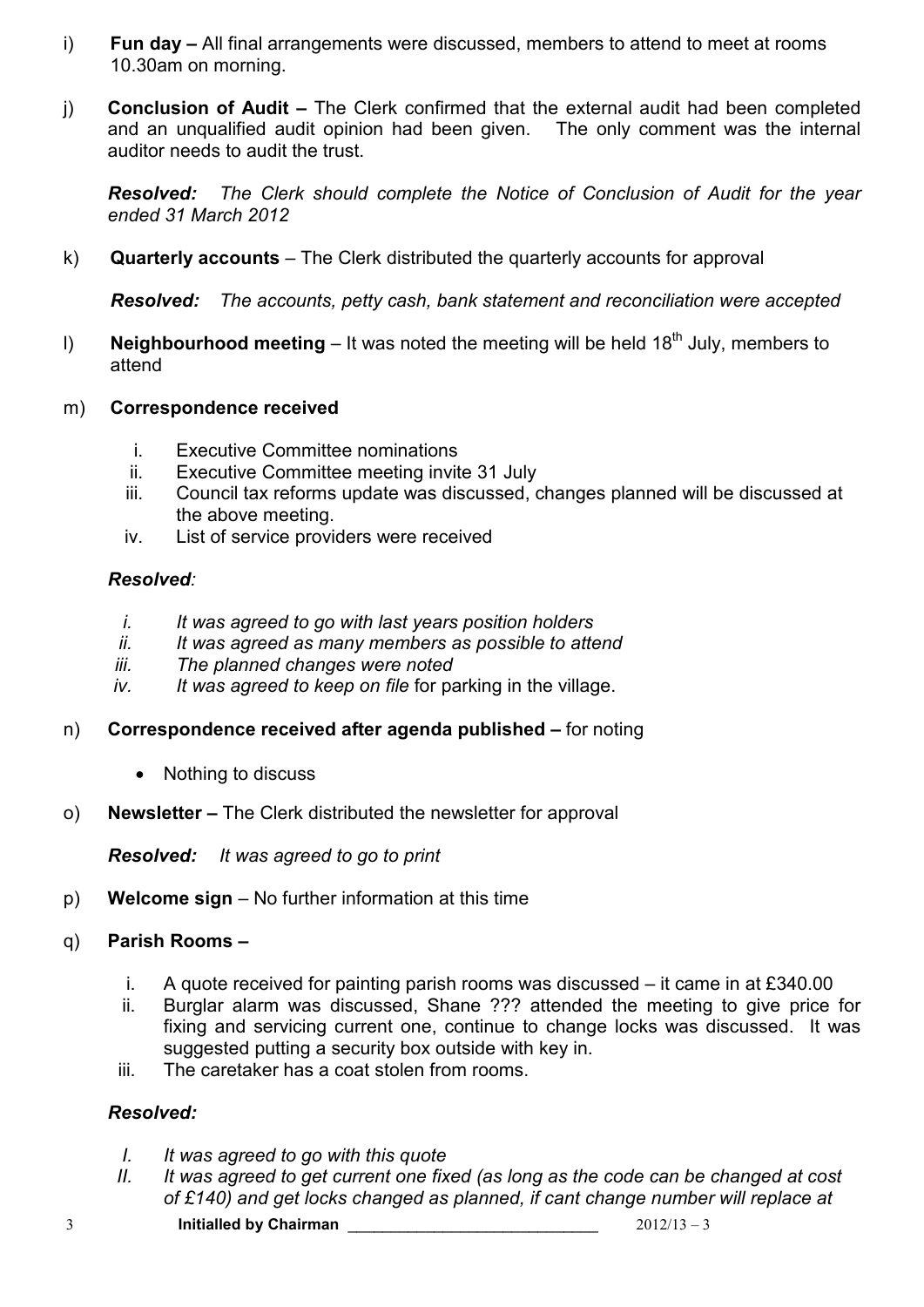i) **Fun day –** All final arrangements were discussed, members to attend to meet at rooms 10.30am on morning.

j) **Conclusion of Audit –** The Clerk confirmed that the external audit had been completed and an unqualified audit opinion had been given. The only comment was the internal auditor needs to audit the trust.

   ***Resolved:*** *The Clerk should complete the Notice of Conclusion of Audit for the year ended 31 March 2012*

k) **Quarterly accounts** – The Clerk distributed the quarterly accounts for approval

   ***Resolved:*** *The accounts, petty cash, bank statement and reconciliation were accepted*

l) **Neighbourhood meeting** – It was noted the meeting will be held 18th July, members to attend

m) **Correspondence received**

   i. Executive Committee nominations
   ii. Executive Committee meeting invite 31 July
   iii. Council tax reforms update was discussed, changes planned will be discussed at the above meeting.
   iv. List of service providers were received

   ***Resolved****:*

   *i. It was agreed to go with last years position holders*
   *ii. It was agreed as many members as possible to attend*
   *iii. The planned changes were noted*
   *iv. It was agreed to keep on file* for parking in the village.

n) **Correspondence received after agenda published –** for noting

   - Nothing to discuss

o) **Newsletter –** The Clerk distributed the newsletter for approval

   ***Resolved:*** *It was agreed to go to print*

p) **Welcome sign** – No further information at this time

q) **Parish Rooms –**

   i. A quote received for painting parish rooms was discussed – it came in at £340.00
   ii. Burglar alarm was discussed, Shane ??? attended the meeting to give price for fixing and servicing current one, continue to change locks was discussed. It was suggested putting a security box outside with key in.
   iii. The caretaker has a coat stolen from rooms.

   ***Resolved:***

   *I. It was agreed to go with this quote*
   *II. It was agreed to get current one fixed (as long as the code can be changed at cost of £140) and get locks changed as planned, if cant change number will replace at*

**Initialled by Chairman** \_\_\_\_\_\_\_\_\_\_\_\_\_\_\_\_\_\_\_\_\_\_\_\_\_\_\_\_ 2012/13 – 3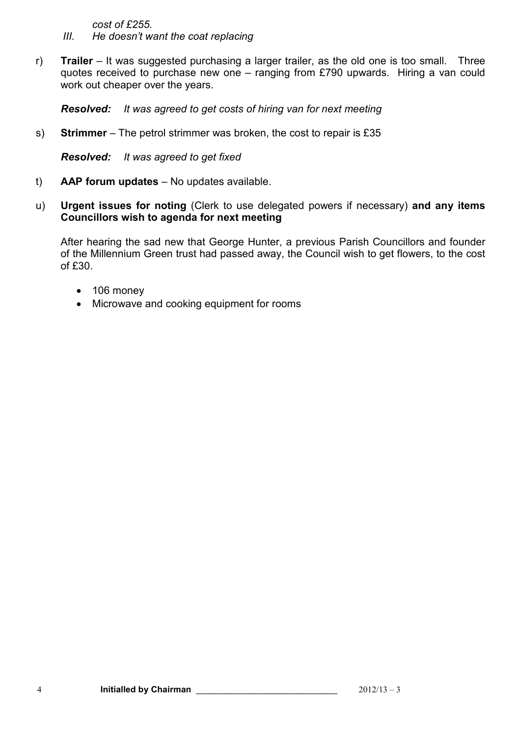*cost of £255.*

III. *He doesn't want the coat replacing*

r) **Trailer** – It was suggested purchasing a larger trailer, as the old one is too small. Three quotes received to purchase new one – ranging from £790 upwards. Hiring a van could work out cheaper over the years.

***Resolved:*** *It was agreed to get costs of hiring van for next meeting*

s) **Strimmer** – The petrol strimmer was broken, the cost to repair is £35

***Resolved:*** *It was agreed to get fixed*

t) **AAP forum updates** – No updates available.

u) **Urgent issues for noting** (Clerk to use delegated powers if necessary) **and any items Councillors wish to agenda for next meeting**

After hearing the sad new that George Hunter, a previous Parish Councillors and founder of the Millennium Green trust had passed away, the Council wish to get flowers, to the cost of £30.

- 106 money
- Microwave and cooking equipment for rooms

**Initialled by Chairman** ____________________________ 2012/13 – 3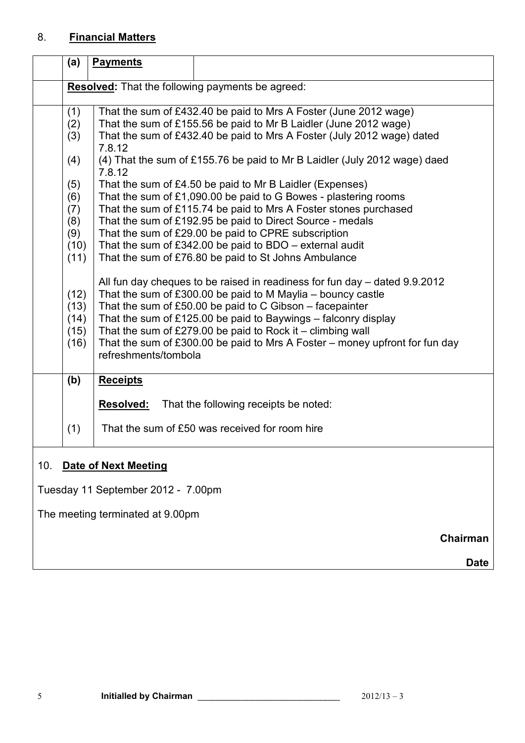## 8. **Financial Matters**

| | | |
|---|---|---|
| | **(a)** | **Payments** |
| | **Resolved:** That the following payments be agreed: | |
| | (1) | That the sum of £432.40 be paid to Mrs A Foster (June 2012 wage) |
| | (2) | That the sum of £155.56 be paid to Mr B Laidler (June 2012 wage) |
| | (3) | That the sum of £432.40 be paid to Mrs A Foster (July 2012 wage) dated 7.8.12 |
| | (4) | (4) That the sum of £155.76 be paid to Mr B Laidler (July 2012 wage) daed 7.8.12 |
| | (5) | That the sum of £4.50 be paid to Mr B Laidler (Expenses) |
| | (6) | That the sum of £1,090.00 be paid to G Bowes - plastering rooms |
| | (7) | That the sum of £115.74 be paid to Mrs A Foster stones purchased |
| | (8) | That the sum of £192.95 be paid to Direct Source - medals |
| | (9) | That the sum of £29.00 be paid to CPRE subscription |
| | (10) | That the sum of £342.00 be paid to BDO – external audit |
| | (11) | That the sum of £76.80 be paid to St Johns Ambulance |
| | | All fun day cheques to be raised in readiness for fun day – dated 9.9.2012 |
| | (12) | That the sum of £300.00 be paid to M Maylia – bouncy castle |
| | (13) | That the sum of £50.00 be paid to C Gibson – facepainter |
| | (14) | That the sum of £125.00 be paid to Baywings – falconry display |
| | (15) | That the sum of £279.00 be paid to Rock it – climbing wall |
| | (16) | That the sum of £300.00 be paid to Mrs A Foster – money upfront for fun day refreshments/tombola |
| | **(b)** | **Receipts** |
| | | **Resolved:** That the following receipts be noted: |
| | (1) | That the sum of £50 was received for room hire |

## 10. **Date of Next Meeting**

Tuesday 11 September 2012 - 7.00pm

The meeting terminated at 9.00pm

**Chairman**

**Date**

**Initialled by Chairman** ______________________________ 2012/13 – 3